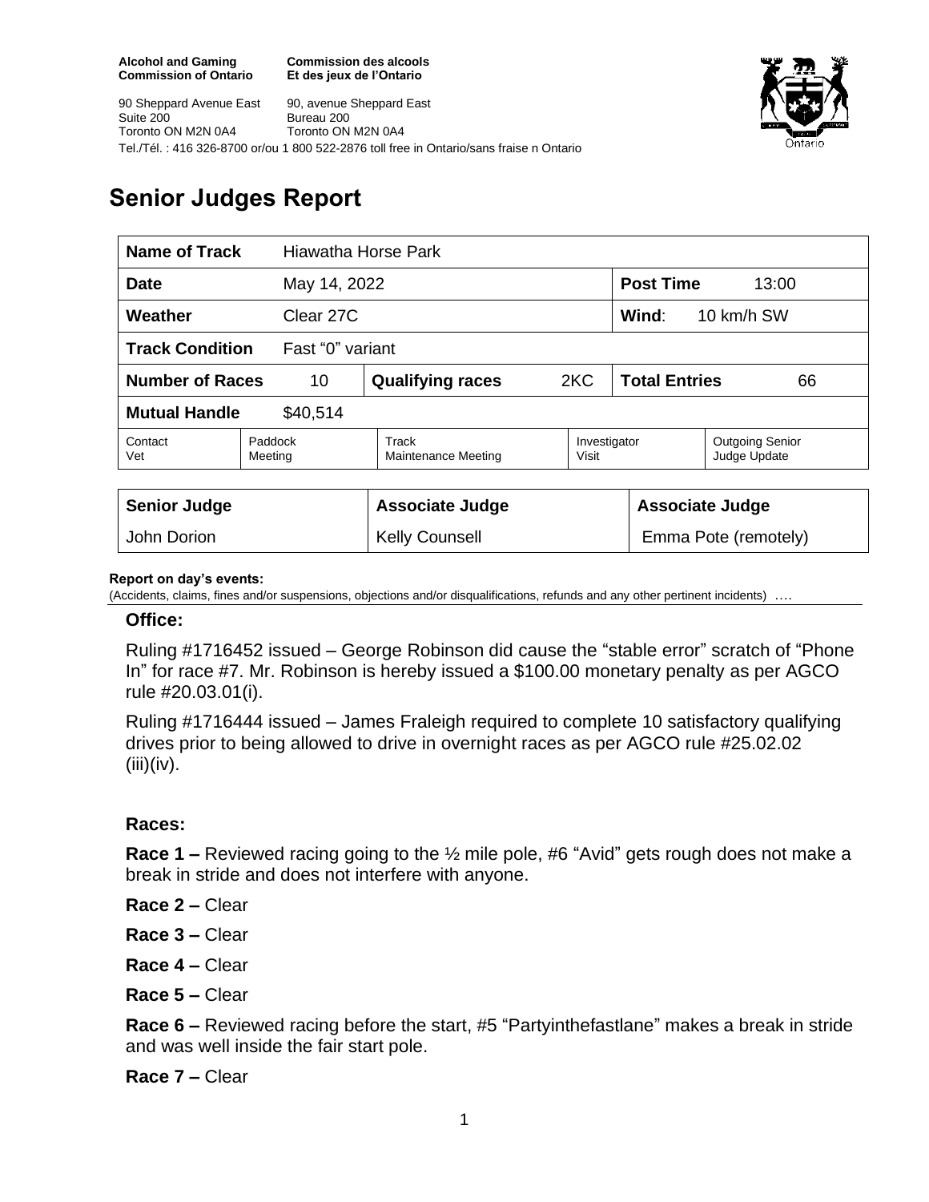**Alcohol and Gaming Commission of Ontario**
**Commission des alcools Et des jeux de l'Ontario**

90 Sheppard Avenue East
Suite 200
Toronto ON M2N 0A4

90, avenue Sheppard East
Bureau 200
Toronto ON M2N 0A4

Tel./Tél. : 416 326-8700 or/ou 1 800 522-2876 toll free in Ontario/sans fraise n Ontario

# Senior Judges Report

| **Name of Track** | Hiawatha Horse Park | | | | |
|---|---|---|---|---|---|
| **Date** | May 14, 2022 | | | **Post Time** | 13:00 |
| **Weather** | Clear 27C | | | **Wind**: | 10 km/h SW |
| **Track Condition** | Fast "0" variant | | | | |
| **Number of Races** | 10 | **Qualifying races** | 2KC | **Total Entries** | 66 |
| **Mutual Handle** | $40,514 | | | | |
| Contact Vet | Paddock Meeting | Track Maintenance Meeting | Investigator Visit | Outgoing Senior Judge Update | |

| **Senior Judge** | **Associate Judge** | **Associate Judge** |
|---|---|---|
| John Dorion | Kelly Counsell | Emma Pote (remotely) |

**Report on day's events:**
(Accidents, claims, fines and/or suspensions, objections and/or disqualifications, refunds and any other pertinent incidents) ….

### Office:

Ruling #1716452 issued – George Robinson did cause the "stable error" scratch of "Phone In" for race #7. Mr. Robinson is hereby issued a $100.00 monetary penalty as per AGCO rule #20.03.01(i).

Ruling #1716444 issued – James Fraleigh required to complete 10 satisfactory qualifying drives prior to being allowed to drive in overnight races as per AGCO rule #25.02.02 (iii)(iv).

### Races:

**Race 1 –** Reviewed racing going to the ½ mile pole, #6 "Avid" gets rough does not make a break in stride and does not interfere with anyone.

**Race 2 –** Clear

**Race 3 –** Clear

**Race 4 –** Clear

**Race 5 –** Clear

**Race 6 –** Reviewed racing before the start, #5 "Partyinthefastlane" makes a break in stride and was well inside the fair start pole.

**Race 7 –** Clear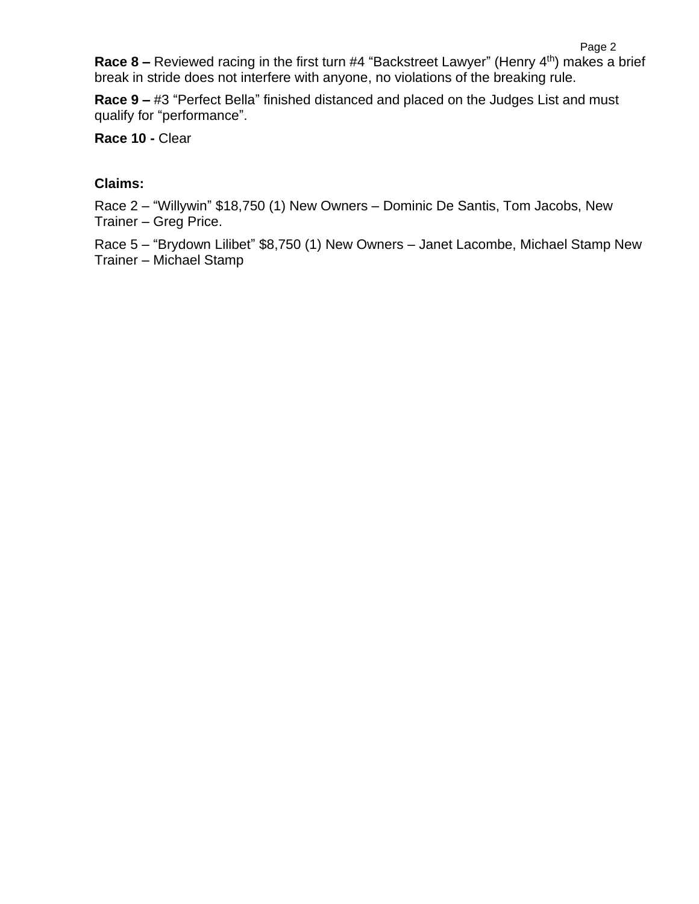**Race 8 –** Reviewed racing in the first turn #4 "Backstreet Lawyer" (Henry 4th) makes a brief break in stride does not interfere with anyone, no violations of the breaking rule.

**Race 9 –** #3 "Perfect Bella" finished distanced and placed on the Judges List and must qualify for "performance".

**Race 10 -** Clear

**Claims:**

Race 2 – "Willywin" $18,750 (1) New Owners – Dominic De Santis, Tom Jacobs, New Trainer – Greg Price.

Race 5 – "Brydown Lilibet" $8,750 (1) New Owners – Janet Lacombe, Michael Stamp New Trainer – Michael Stamp